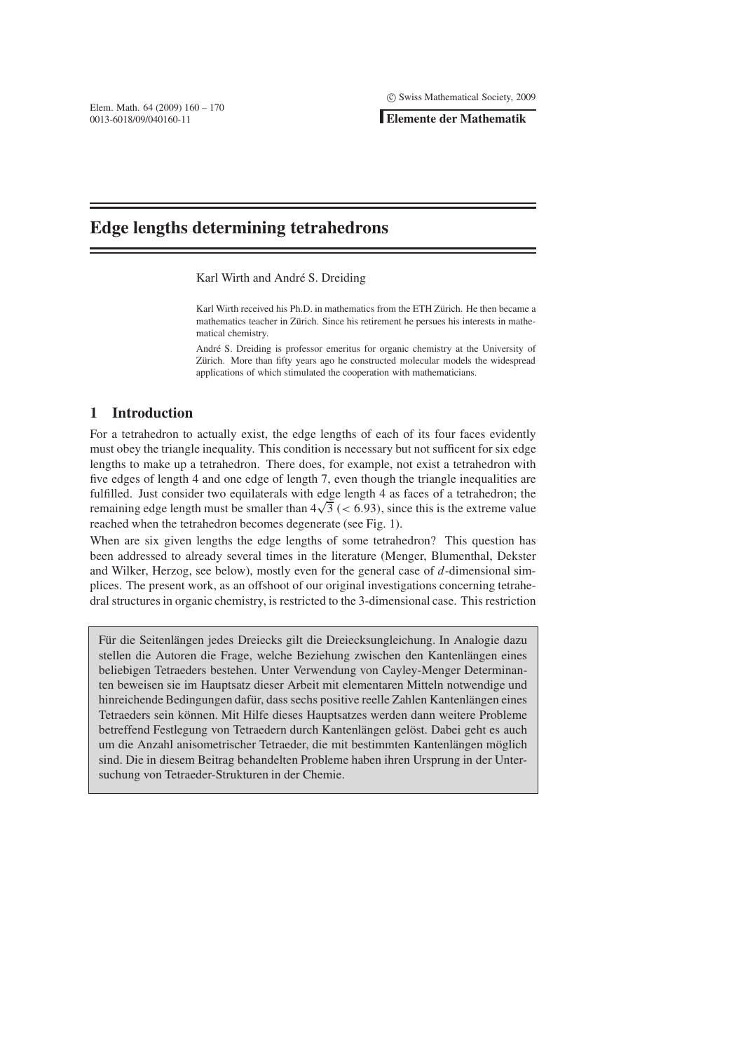# Edge lengths determining tetrahedrons

Karl Wirth and André S. Dreiding

Karl Wirth received his Ph.D. in mathematics from the ETH Zürich. He then became a mathematics teacher in Zürich. Since his retirement he persues his interests in mathematical chemistry.

André S. Dreiding is professor emeritus for organic chemistry at the University of Zürich. More than fifty years ago he constructed molecular models the widespread applications of which stimulated the cooperation with mathematicians.

## 1 Introduction

For a tetrahedron to actually exist, the edge lengths of each of its four faces evidently must obey the triangle inequality. This condition is necessary but not sufficent for six edge lengths to make up a tetrahedron. There does, for example, not exist a tetrahedron with five edges of length 4 and one edge of length 7, even though the triangle inequalities are fulfilled. Just consider two equilaterals with edge length 4 as faces of a tetrahedron; the remaining edge length must be smaller than $4\sqrt{3}$ ($< 6.93$), since this is the extreme value reached when the tetrahedron becomes degenerate (see Fig. 1).

When are six given lengths the edge lengths of some tetrahedron? This question has been addressed to already several times in the literature (Menger, Blumenthal, Dekster and Wilker, Herzog, see below), mostly even for the general case of $d$-dimensional simplices. The present work, as an offshoot of our original investigations concerning tetrahedral structures in organic chemistry, is restricted to the 3-dimensional case. This restriction

Für die Seitenlängen jedes Dreiecks gilt die Dreiecksungleichung. In Analogie dazu stellen die Autoren die Frage, welche Beziehung zwischen den Kantenlängen eines beliebigen Tetraeders bestehen. Unter Verwendung von Cayley-Menger Determinanten beweisen sie im Hauptsatz dieser Arbeit mit elementaren Mitteln notwendige und hinreichende Bedingungen dafür, dass sechs positive reelle Zahlen Kantenlängen eines Tetraeders sein können. Mit Hilfe dieses Hauptsatzes werden dann weitere Probleme betreffend Festlegung von Tetraedern durch Kantenlängen gelöst. Dabei geht es auch um die Anzahl anisometrischer Tetraeder, die mit bestimmten Kantenlängen möglich sind. Die in diesem Beitrag behandelten Probleme haben ihren Ursprung in der Untersuchung von Tetraeder-Strukturen in der Chemie.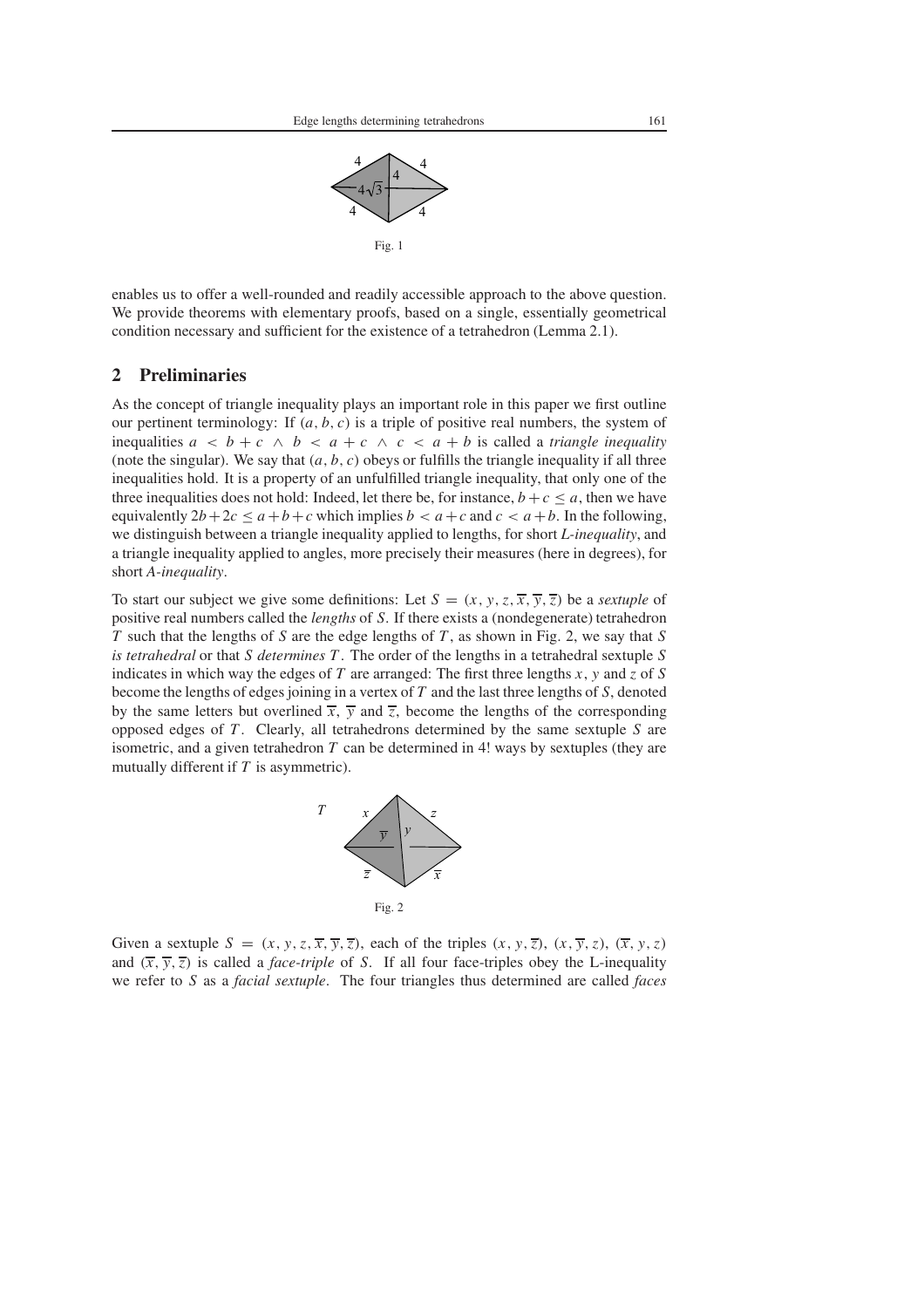Fig. 1

enables us to offer a well-rounded and readily accessible approach to the above question. We provide theorems with elementary proofs, based on a single, essentially geometrical condition necessary and sufficient for the existence of a tetrahedron (Lemma 2.1).

## 2 Preliminaries

As the concept of triangle inequality plays an important role in this paper we first outline our pertinent terminology: If $(a, b, c)$ is a triple of positive real numbers, the system of inequalities $a < b + c \wedge b < a + c \wedge c < a + b$ is called a *triangle inequality* (note the singular). We say that $(a, b, c)$ obeys or fulfills the triangle inequality if all three inequalities hold. It is a property of an unfulfilled triangle inequality, that only one of the three inequalities does not hold: Indeed, let there be, for instance, $b + c \leq a$, then we have equivalently $2b + 2c \leq a + b + c$ which implies $b < a + c$ and $c < a + b$. In the following, we distinguish between a triangle inequality applied to lengths, for short *L-inequality*, and a triangle inequality applied to angles, more precisely their measures (here in degrees), for short *A-inequality*.

To start our subject we give some definitions: Let $S = (x, y, z, \overline{x}, \overline{y}, \overline{z})$ be a *sextuple* of positive real numbers called the *lengths* of $S$. If there exists a (nondegenerate) tetrahedron $T$ such that the lengths of $S$ are the edge lengths of $T$, as shown in Fig. 2, we say that $S$ *is tetrahedral* or that $S$ *determines* $T$. The order of the lengths in a tetrahedral sextuple $S$ indicates in which way the edges of $T$ are arranged: The first three lengths $x$, $y$ and $z$ of $S$ become the lengths of edges joining in a vertex of $T$ and the last three lengths of $S$, denoted by the same letters but overlined $\overline{x}$, $\overline{y}$ and $\overline{z}$, become the lengths of the corresponding opposed edges of $T$. Clearly, all tetrahedrons determined by the same sextuple $S$ are isometric, and a given tetrahedron $T$ can be determined in 4! ways by sextuples (they are mutually different if $T$ is asymmetric).

Fig. 2

Given a sextuple $S = (x, y, z, \overline{x}, \overline{y}, \overline{z})$, each of the triples $(x, y, \overline{z})$, $(x, \overline{y}, z)$, $(\overline{x}, y, z)$ and $(\overline{x}, \overline{y}, \overline{z})$ is called a *face-triple* of $S$. If all four face-triples obey the L-inequality we refer to $S$ as a *facial sextuple*. The four triangles thus determined are called *faces*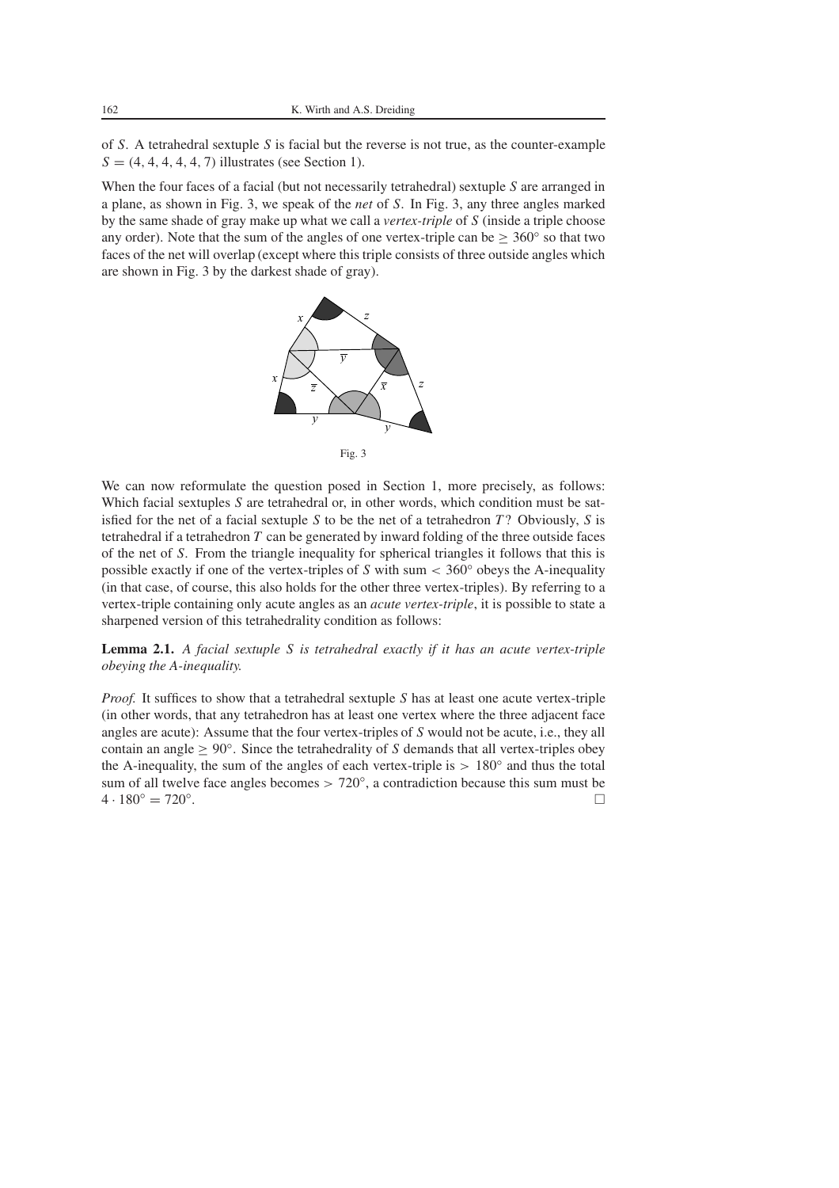of $S$. A tetrahedral sextuple $S$ is facial but the reverse is not true, as the counter-example $S = (4, 4, 4, 4, 4, 7)$ illustrates (see Section 1).

When the four faces of a facial (but not necessarily tetrahedral) sextuple $S$ are arranged in a plane, as shown in Fig. 3, we speak of the *net* of $S$. In Fig. 3, any three angles marked by the same shade of gray make up what we call a *vertex-triple* of $S$ (inside a triple choose any order). Note that the sum of the angles of one vertex-triple can be $\geq 360°$ so that two faces of the net will overlap (except where this triple consists of three outside angles which are shown in Fig. 3 by the darkest shade of gray).

Fig. 3

We can now reformulate the question posed in Section 1, more precisely, as follows: Which facial sextuples $S$ are tetrahedral or, in other words, which condition must be satisfied for the net of a facial sextuple $S$ to be the net of a tetrahedron $T$? Obviously, $S$ is tetrahedral if a tetrahedron $T$ can be generated by inward folding of the three outside faces of the net of $S$. From the triangle inequality for spherical triangles it follows that this is possible exactly if one of the vertex-triples of $S$ with sum $< 360°$ obeys the A-inequality (in that case, of course, this also holds for the other three vertex-triples). By referring to a vertex-triple containing only acute angles as an *acute vertex-triple*, it is possible to state a sharpened version of this tetrahedrality condition as follows:

**Lemma 2.1.** *A facial sextuple $S$ is tetrahedral exactly if it has an acute vertex-triple obeying the A-inequality.*

*Proof.* It suffices to show that a tetrahedral sextuple $S$ has at least one acute vertex-triple (in other words, that any tetrahedron has at least one vertex where the three adjacent face angles are acute): Assume that the four vertex-triples of $S$ would not be acute, i.e., they all contain an angle $\geq 90°$. Since the tetrahedrality of $S$ demands that all vertex-triples obey the A-inequality, the sum of the angles of each vertex-triple is $> 180°$ and thus the total sum of all twelve face angles becomes $> 720°$, a contradiction because this sum must be $4 \cdot 180° = 720°$. □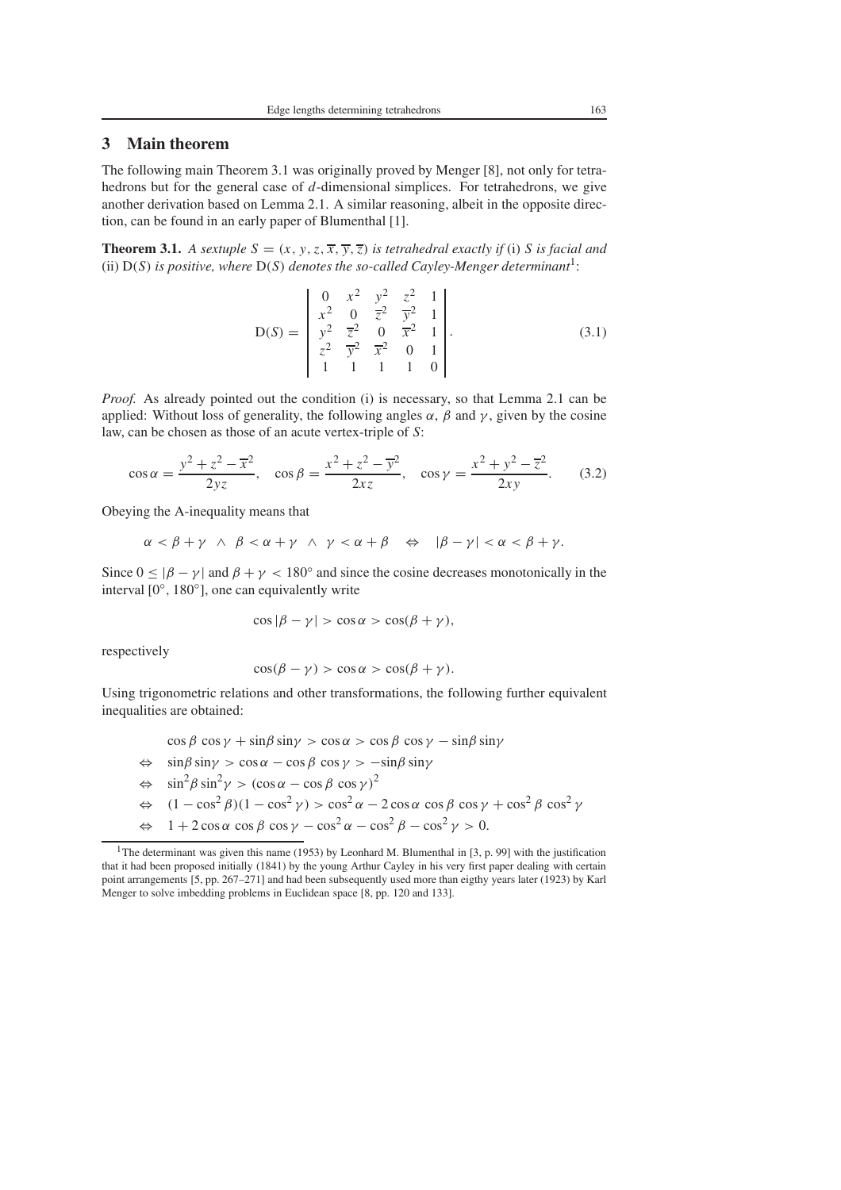## 3 Main theorem

The following main Theorem 3.1 was originally proved by Menger [8], not only for tetrahedrons but for the general case of $d$-dimensional simplices. For tetrahedrons, we give another derivation based on Lemma 2.1. A similar reasoning, albeit in the opposite direction, can be found in an early paper of Blumenthal [1].

**Theorem 3.1.** *A sextuple $S = (x, y, z, \overline{x}, \overline{y}, \overline{z})$ is tetrahedral exactly if* (i) *$S$ is facial and* (ii) *$\mathrm{D}(S)$ is positive, where $\mathrm{D}(S)$ denotes the so-called Cayley-Menger determinant*[1]:

$$\mathrm{D}(S) = \begin{vmatrix} 0 & x^2 & y^2 & z^2 & 1 \\ x^2 & 0 & \overline{z}^2 & \overline{y}^2 & 1 \\ y^2 & \overline{z}^2 & 0 & \overline{x}^2 & 1 \\ z^2 & \overline{y}^2 & \overline{x}^2 & 0 & 1 \\ 1 & 1 & 1 & 1 & 0 \end{vmatrix}. \tag{3.1}$$

*Proof.* As already pointed out the condition (i) is necessary, so that Lemma 2.1 can be applied: Without loss of generality, the following angles $\alpha$, $\beta$ and $\gamma$, given by the cosine law, can be chosen as those of an acute vertex-triple of $S$:

$$\cos\alpha = \frac{y^2 + z^2 - \overline{x}^2}{2yz}, \quad \cos\beta = \frac{x^2 + z^2 - \overline{y}^2}{2xz}, \quad \cos\gamma = \frac{x^2 + y^2 - \overline{z}^2}{2xy}. \tag{3.2}$$

Obeying the A-inequality means that

$$\alpha < \beta + \gamma \ \wedge \ \beta < \alpha + \gamma \ \wedge \ \gamma < \alpha + \beta \quad \Leftrightarrow \quad |\beta - \gamma| < \alpha < \beta + \gamma.$$

Since $0 \leq |\beta - \gamma|$ and $\beta + \gamma < 180^\circ$ and since the cosine decreases monotonically in the interval $[0^\circ, 180^\circ]$, one can equivalently write

$$\cos|\beta - \gamma| > \cos\alpha > \cos(\beta + \gamma),$$

respectively

$$\cos(\beta - \gamma) > \cos\alpha > \cos(\beta + \gamma).$$

Using trigonometric relations and other transformations, the following further equivalent inequalities are obtained:

$$\begin{aligned}
& \cos\beta\,\cos\gamma + \sin\beta\sin\gamma > \cos\alpha > \cos\beta\,\cos\gamma - \sin\beta\sin\gamma \\
\Leftrightarrow\ & \sin\beta\sin\gamma > \cos\alpha - \cos\beta\,\cos\gamma > -\sin\beta\sin\gamma \\
\Leftrightarrow\ & \sin^2\beta\sin^2\gamma > (\cos\alpha - \cos\beta\,\cos\gamma)^2 \\
\Leftrightarrow\ & (1 - \cos^2\beta)(1 - \cos^2\gamma) > \cos^2\alpha - 2\cos\alpha\,\cos\beta\,\cos\gamma + \cos^2\beta\,\cos^2\gamma \\
\Leftrightarrow\ & 1 + 2\cos\alpha\,\cos\beta\,\cos\gamma - \cos^2\alpha - \cos^2\beta - \cos^2\gamma > 0.
\end{aligned}$$

---

[1] The determinant was given this name (1953) by Leonhard M. Blumenthal in [3, p. 99] with the justification that it had been proposed initially (1841) by the young Arthur Cayley in his very first paper dealing with certain point arrangements [5, pp. 267–271] and had been subsequently used more than eigthy years later (1923) by Karl Menger to solve imbedding problems in Euclidean space [8, pp. 120 and 133].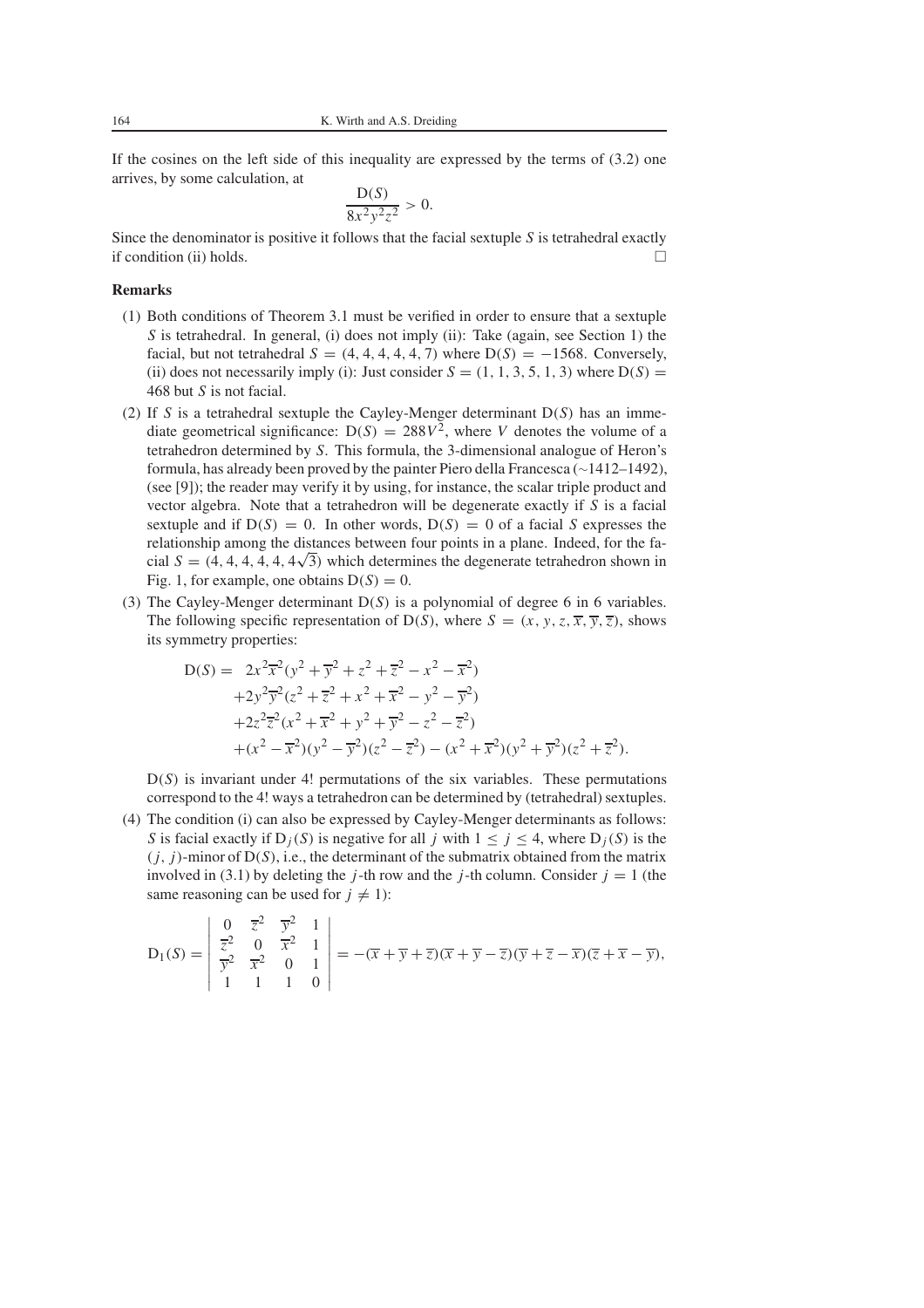If the cosines on the left side of this inequality are expressed by the terms of (3.2) one arrives, by some calculation, at

$$\frac{\mathrm{D}(S)}{8x^2y^2z^2} > 0.$$

Since the denominator is positive it follows that the facial sextuple $S$ is tetrahedral exactly if condition (ii) holds. □

**Remarks**

(1) Both conditions of Theorem 3.1 must be verified in order to ensure that a sextuple $S$ is tetrahedral. In general, (i) does not imply (ii): Take (again, see Section 1) the facial, but not tetrahedral $S = (4, 4, 4, 4, 4, 7)$ where $\mathrm{D}(S) = -1568$. Conversely, (ii) does not necessarily imply (i): Just consider $S = (1, 1, 3, 5, 1, 3)$ where $\mathrm{D}(S) = 468$ but $S$ is not facial.

(2) If $S$ is a tetrahedral sextuple the Cayley-Menger determinant $\mathrm{D}(S)$ has an immediate geometrical significance: $\mathrm{D}(S) = 288V^2$, where $V$ denotes the volume of a tetrahedron determined by $S$. This formula, the 3-dimensional analogue of Heron's formula, has already been proved by the painter Piero della Francesca (~1412–1492), (see [9]); the reader may verify it by using, for instance, the scalar triple product and vector algebra. Note that a tetrahedron will be degenerate exactly if $S$ is a facial sextuple and if $\mathrm{D}(S) = 0$. In other words, $\mathrm{D}(S) = 0$ of a facial $S$ expresses the relationship among the distances between four points in a plane. Indeed, for the facial $S = (4, 4, 4, 4, 4, 4\sqrt{3})$ which determines the degenerate tetrahedron shown in Fig. 1, for example, one obtains $\mathrm{D}(S) = 0$.

(3) The Cayley-Menger determinant $\mathrm{D}(S)$ is a polynomial of degree 6 in 6 variables. The following specific representation of $\mathrm{D}(S)$, where $S = (x, y, z, \overline{x}, \overline{y}, \overline{z})$, shows its symmetry properties:

$$\begin{aligned}
\mathrm{D}(S) = \; & 2x^2\overline{x}^2(y^2 + \overline{y}^2 + z^2 + \overline{z}^2 - x^2 - \overline{x}^2) \\
& + 2y^2\overline{y}^2(z^2 + \overline{z}^2 + x^2 + \overline{x}^2 - y^2 - \overline{y}^2) \\
& + 2z^2\overline{z}^2(x^2 + \overline{x}^2 + y^2 + \overline{y}^2 - z^2 - \overline{z}^2) \\
& + (x^2 - \overline{x}^2)(y^2 - \overline{y}^2)(z^2 - \overline{z}^2) - (x^2 + \overline{x}^2)(y^2 + \overline{y}^2)(z^2 + \overline{z}^2).
\end{aligned}$$

$\mathrm{D}(S)$ is invariant under 4! permutations of the six variables. These permutations correspond to the 4! ways a tetrahedron can be determined by (tetrahedral) sextuples.

(4) The condition (i) can also be expressed by Cayley-Menger determinants as follows: $S$ is facial exactly if $\mathrm{D}_j(S)$ is negative for all $j$ with $1 \leq j \leq 4$, where $\mathrm{D}_j(S)$ is the $(j, j)$-minor of $\mathrm{D}(S)$, i.e., the determinant of the submatrix obtained from the matrix involved in (3.1) by deleting the $j$-th row and the $j$-th column. Consider $j = 1$ (the same reasoning can be used for $j \neq 1$):

$$\mathrm{D}_1(S) = \begin{vmatrix} 0 & \overline{z}^2 & \overline{y}^2 & 1 \\ \overline{z}^2 & 0 & \overline{x}^2 & 1 \\ \overline{y}^2 & \overline{x}^2 & 0 & 1 \\ 1 & 1 & 1 & 0 \end{vmatrix} = -(\overline{x} + \overline{y} + \overline{z})(\overline{x} + \overline{y} - \overline{z})(\overline{y} + \overline{z} - \overline{x})(\overline{z} + \overline{x} - \overline{y}),$$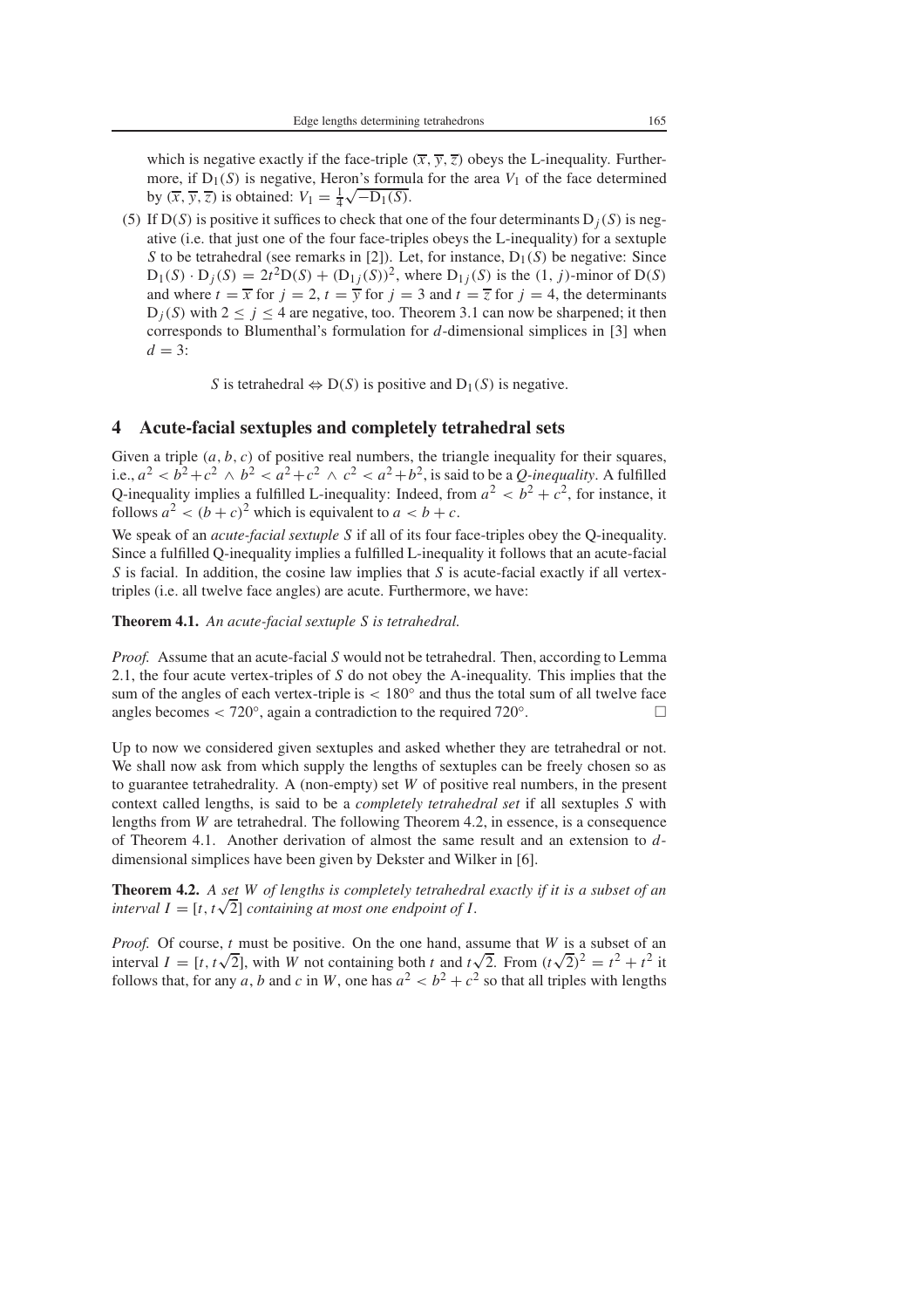which is negative exactly if the face-triple $(\overline{x}, \overline{y}, \overline{z})$ obeys the L-inequality. Furthermore, if $D_1(S)$ is negative, Heron's formula for the area $V_1$ of the face determined by $(\overline{x}, \overline{y}, \overline{z})$ is obtained: $V_1 = \frac{1}{4}\sqrt{-D_1(S)}$.

(5) If $D(S)$ is positive it suffices to check that one of the four determinants $D_j(S)$ is negative (i.e. that just one of the four face-triples obeys the L-inequality) for a sextuple $S$ to be tetrahedral (see remarks in [2]). Let, for instance, $D_1(S)$ be negative: Since $D_1(S) \cdot D_j(S) = 2t^2 D(S) + (D_{1j}(S))^2$, where $D_{1j}(S)$ is the $(1, j)$-minor of $D(S)$ and where $t = \overline{x}$ for $j = 2$, $t = \overline{y}$ for $j = 3$ and $t = \overline{z}$ for $j = 4$, the determinants $D_j(S)$ with $2 \leq j \leq 4$ are negative, too. Theorem 3.1 can now be sharpened; it then corresponds to Blumenthal's formulation for $d$-dimensional simplices in [3] when $d = 3$:

$$S \text{ is tetrahedral} \Leftrightarrow D(S) \text{ is positive and } D_1(S) \text{ is negative.}$$

## 4 Acute-facial sextuples and completely tetrahedral sets

Given a triple $(a, b, c)$ of positive real numbers, the triangle inequality for their squares, i.e., $a^2 < b^2 + c^2 \wedge b^2 < a^2 + c^2 \wedge c^2 < a^2 + b^2$, is said to be a *Q-inequality*. A fulfilled Q-inequality implies a fulfilled L-inequality: Indeed, from $a^2 < b^2 + c^2$, for instance, it follows $a^2 < (b + c)^2$ which is equivalent to $a < b + c$.

We speak of an *acute-facial sextuple S* if all of its four face-triples obey the Q-inequality. Since a fulfilled Q-inequality implies a fulfilled L-inequality it follows that an acute-facial $S$ is facial. In addition, the cosine law implies that $S$ is acute-facial exactly if all vertex-triples (i.e. all twelve face angles) are acute. Furthermore, we have:

**Theorem 4.1.** *An acute-facial sextuple S is tetrahedral.*

*Proof.* Assume that an acute-facial $S$ would not be tetrahedral. Then, according to Lemma 2.1, the four acute vertex-triples of $S$ do not obey the A-inequality. This implies that the sum of the angles of each vertex-triple is $< 180°$ and thus the total sum of all twelve face angles becomes $< 720°$, again a contradiction to the required $720°$. □

Up to now we considered given sextuples and asked whether they are tetrahedral or not. We shall now ask from which supply the lengths of sextuples can be freely chosen so as to guarantee tetrahedrality. A (non-empty) set $W$ of positive real numbers, in the present context called lengths, is said to be a *completely tetrahedral set* if all sextuples $S$ with lengths from $W$ are tetrahedral. The following Theorem 4.2, in essence, is a consequence of Theorem 4.1. Another derivation of almost the same result and an extension to $d$-dimensional simplices have been given by Dekster and Wilker in [6].

**Theorem 4.2.** *A set $W$ of lengths is completely tetrahedral exactly if it is a subset of an interval $I = [t, t\sqrt{2}]$ containing at most one endpoint of $I$.*

*Proof.* Of course, $t$ must be positive. On the one hand, assume that $W$ is a subset of an interval $I = [t, t\sqrt{2}]$, with $W$ not containing both $t$ and $t\sqrt{2}$. From $(t\sqrt{2})^2 = t^2 + t^2$ it follows that, for any $a$, $b$ and $c$ in $W$, one has $a^2 < b^2 + c^2$ so that all triples with lengths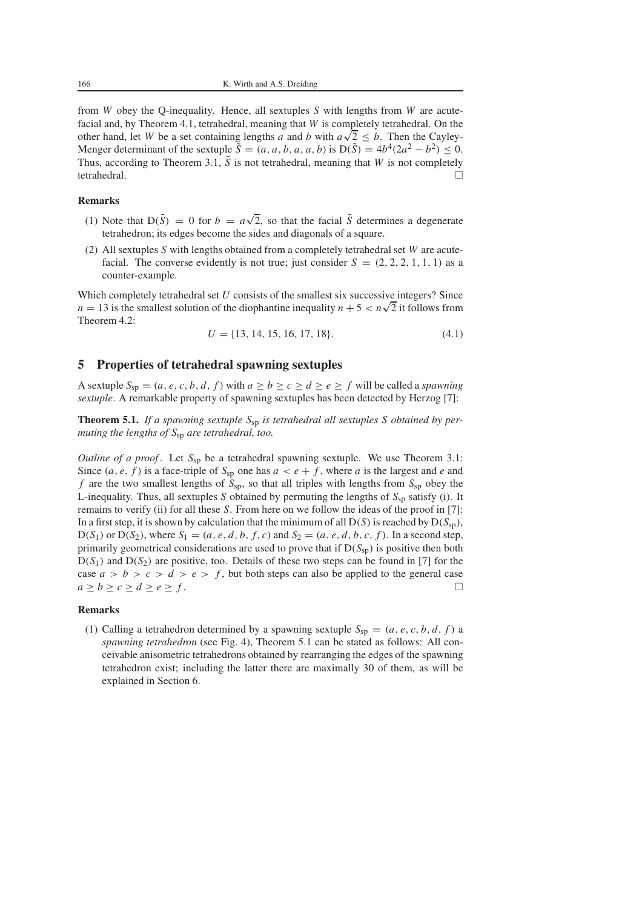from $W$ obey the Q-inequality. Hence, all sextuples $S$ with lengths from $W$ are acute-facial and, by Theorem 4.1, tetrahedral, meaning that $W$ is completely tetrahedral. On the other hand, let $W$ be a set containing lengths $a$ and $b$ with $a\sqrt{2} \leq b$. Then the Cayley-Menger determinant of the sextuple $\tilde{S} = (a, a, b, a, a, b)$ is $\mathrm{D}(\tilde{S}) = 4b^4(2a^2 - b^2) \leq 0$. Thus, according to Theorem 3.1, $\tilde{S}$ is not tetrahedral, meaning that $W$ is not completely tetrahedral. □

**Remarks**

1. Note that $\mathrm{D}(\tilde{S}) = 0$ for $b = a\sqrt{2}$, so that the facial $\tilde{S}$ determines a degenerate tetrahedron; its edges become the sides and diagonals of a square.
2. All sextuples $S$ with lengths obtained from a completely tetrahedral set $W$ are acute-facial. The converse evidently is not true; just consider $S = (2, 2, 2, 1, 1, 1)$ as a counter-example.

Which completely tetrahedral set $U$ consists of the smallest six successive integers? Since $n = 13$ is the smallest solution of the diophantine inequality $n + 5 < n\sqrt{2}$ it follows from Theorem 4.2:

$$U = \{13, 14, 15, 16, 17, 18\}. \tag{4.1}$$

## 5 Properties of tetrahedral spawning sextuples

A sextuple $S_{\mathrm{sp}} = (a, e, c, b, d, f)$ with $a \geq b \geq c \geq d \geq e \geq f$ will be called a *spawning sextuple*. A remarkable property of spawning sextuples has been detected by Herzog [7]:

**Theorem 5.1.** *If a spawning sextuple $S_{\mathrm{sp}}$ is tetrahedral all sextuples $S$ obtained by permuting the lengths of $S_{\mathrm{sp}}$ are tetrahedral, too.*

*Outline of a proof*. Let $S_{\mathrm{sp}}$ be a tetrahedral spawning sextuple. We use Theorem 3.1: Since $(a, e, f)$ is a face-triple of $S_{\mathrm{sp}}$ one has $a < e + f$, where $a$ is the largest and $e$ and $f$ are the two smallest lengths of $S_{\mathrm{sp}}$, so that all triples with lengths from $S_{\mathrm{sp}}$ obey the L-inequality. Thus, all sextuples $S$ obtained by permuting the lengths of $S_{\mathrm{sp}}$ satisfy (i). It remains to verify (ii) for all these $S$. From here on we follow the ideas of the proof in [7]: In a first step, it is shown by calculation that the minimum of all $\mathrm{D}(S)$ is reached by $\mathrm{D}(S_{\mathrm{sp}})$, $\mathrm{D}(S_1)$ or $\mathrm{D}(S_2)$, where $S_1 = (a, e, d, b, f, c)$ and $S_2 = (a, e, d, b, c, f)$. In a second step, primarily geometrical considerations are used to prove that if $\mathrm{D}(S_{\mathrm{sp}})$ is positive then both $\mathrm{D}(S_1)$ and $\mathrm{D}(S_2)$ are positive, too. Details of these two steps can be found in [7] for the case $a > b > c > d > e > f$, but both steps can also be applied to the general case $a \geq b \geq c \geq d \geq e \geq f$. □

**Remarks**

1. Calling a tetrahedron determined by a spawning sextuple $S_{\mathrm{sp}} = (a, e, c, b, d, f)$ a *spawning tetrahedron* (see Fig. 4), Theorem 5.1 can be stated as follows: All conceivable anisometric tetrahedrons obtained by rearranging the edges of the spawning tetrahedron exist; including the latter there are maximally 30 of them, as will be explained in Section 6.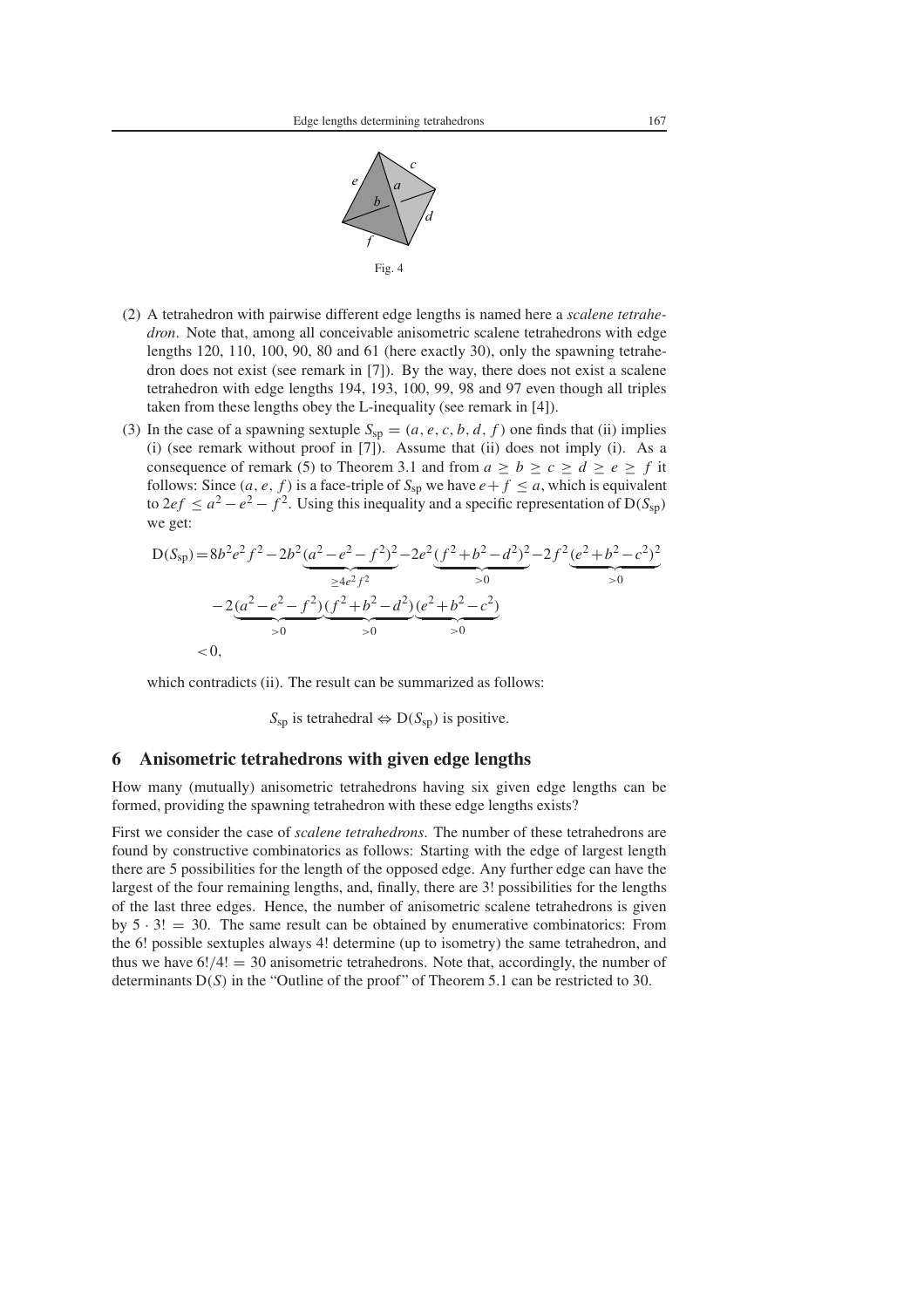Fig. 4

(2) A tetrahedron with pairwise different edge lengths is named here a *scalene tetrahedron*. Note that, among all conceivable anisometric scalene tetrahedrons with edge lengths 120, 110, 100, 90, 80 and 61 (here exactly 30), only the spawning tetrahedron does not exist (see remark in [7]). By the way, there does not exist a scalene tetrahedron with edge lengths 194, 193, 100, 99, 98 and 97 even though all triples taken from these lengths obey the L-inequality (see remark in [4]).

(3) In the case of a spawning sextuple $S_{\text{sp}} = (a, e, c, b, d, f)$ one finds that (ii) implies (i) (see remark without proof in [7]). Assume that (ii) does not imply (i). As a consequence of remark (5) to Theorem 3.1 and from $a \geq b \geq c \geq d \geq e \geq f$ it follows: Since $(a, e, f)$ is a face-triple of $S_{\text{sp}}$ we have $e + f \leq a$, which is equivalent to $2ef \leq a^2 - e^2 - f^2$. Using this inequality and a specific representation of $\mathrm{D}(S_{\text{sp}})$ we get:

$$\begin{aligned}
\mathrm{D}(S_{\text{sp}}) = {} & 8b^2e^2f^2 - 2b^2\underbrace{(a^2-e^2-f^2)^2}_{\geq 4e^2f^2} - 2e^2\underbrace{(f^2+b^2-d^2)^2}_{>0} - 2f^2\underbrace{(e^2+b^2-c^2)^2}_{>0} \\
& - 2\underbrace{(a^2-e^2-f^2)}_{>0}\underbrace{(f^2+b^2-d^2)}_{>0}\underbrace{(e^2+b^2-c^2)}_{>0} \\
< {} & 0,
\end{aligned}$$

which contradicts (ii). The result can be summarized as follows:

$$S_{\text{sp}} \text{ is tetrahedral} \Leftrightarrow \mathrm{D}(S_{\text{sp}}) \text{ is positive.}$$

## 6 Anisometric tetrahedrons with given edge lengths

How many (mutually) anisometric tetrahedrons having six given edge lengths can be formed, providing the spawning tetrahedron with these edge lengths exists?

First we consider the case of *scalene tetrahedrons*. The number of these tetrahedrons are found by constructive combinatorics as follows: Starting with the edge of largest length there are 5 possibilities for the length of the opposed edge. Any further edge can have the largest of the four remaining lengths, and, finally, there are 3! possibilities for the lengths of the last three edges. Hence, the number of anisometric scalene tetrahedrons is given by $5 \cdot 3! = 30$. The same result can be obtained by enumerative combinatorics: From the 6! possible sextuples always 4! determine (up to isometry) the same tetrahedron, and thus we have $6!/4! = 30$ anisometric tetrahedrons. Note that, accordingly, the number of determinants $\mathrm{D}(S)$ in the "Outline of the proof" of Theorem 5.1 can be restricted to 30.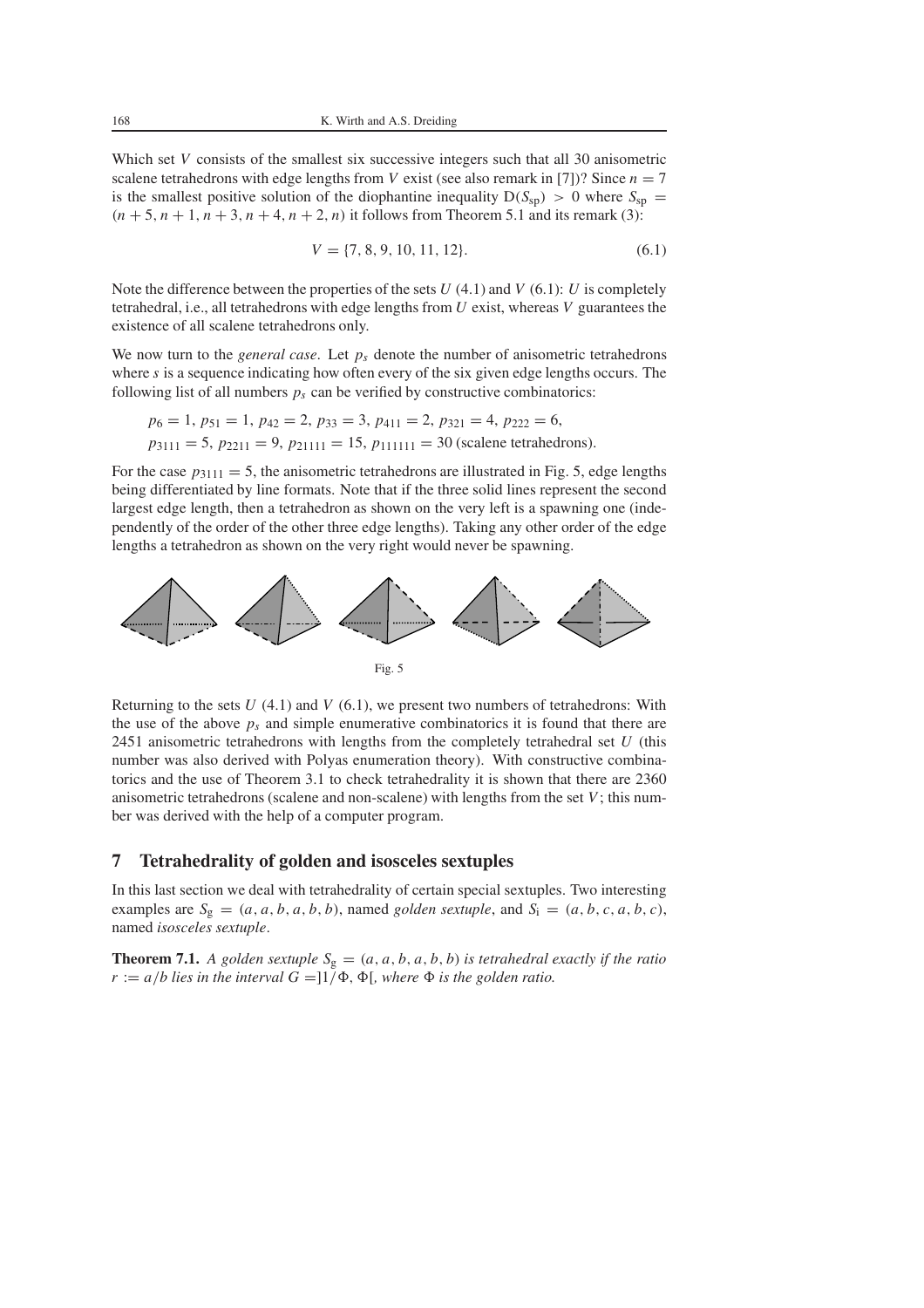Which set $V$ consists of the smallest six successive integers such that all 30 anisometric scalene tetrahedrons with edge lengths from $V$ exist (see also remark in [7])? Since $n = 7$ is the smallest positive solution of the diophantine inequality $D(S_{sp}) > 0$ where $S_{sp} = (n+5, n+1, n+3, n+4, n+2, n)$ it follows from Theorem 5.1 and its remark (3):

$$V = \{7, 8, 9, 10, 11, 12\}. \tag{6.1}$$

Note the difference between the properties of the sets $U$ (4.1) and $V$ (6.1): $U$ is completely tetrahedral, i.e., all tetrahedrons with edge lengths from $U$ exist, whereas $V$ guarantees the existence of all scalene tetrahedrons only.

We now turn to the *general case*. Let $p_s$ denote the number of anisometric tetrahedrons where $s$ is a sequence indicating how often every of the six given edge lengths occurs. The following list of all numbers $p_s$ can be verified by constructive combinatorics:

$p_6 = 1$, $p_{51} = 1$, $p_{42} = 2$, $p_{33} = 3$, $p_{411} = 2$, $p_{321} = 4$, $p_{222} = 6$,
$p_{3111} = 5$, $p_{2211} = 9$, $p_{21111} = 15$, $p_{111111} = 30$ (scalene tetrahedrons).

For the case $p_{3111} = 5$, the anisometric tetrahedrons are illustrated in Fig. 5, edge lengths being differentiated by line formats. Note that if the three solid lines represent the second largest edge length, then a tetrahedron as shown on the very left is a spawning one (independently of the order of the other three edge lengths). Taking any other order of the edge lengths a tetrahedron as shown on the very right would never be spawning.

Fig. 5

Returning to the sets $U$ (4.1) and $V$ (6.1), we present two numbers of tetrahedrons: With the use of the above $p_s$ and simple enumerative combinatorics it is found that there are 2451 anisometric tetrahedrons with lengths from the completely tetrahedral set $U$ (this number was also derived with Polyas enumeration theory). With constructive combinatorics and the use of Theorem 3.1 to check tetrahedrality it is shown that there are 2360 anisometric tetrahedrons (scalene and non-scalene) with lengths from the set $V$; this number was derived with the help of a computer program.

## 7 Tetrahedrality of golden and isosceles sextuples

In this last section we deal with tetrahedrality of certain special sextuples. Two interesting examples are $S_g = (a, a, b, a, b, b)$, named *golden sextuple*, and $S_i = (a, b, c, a, b, c)$, named *isosceles sextuple*.

**Theorem 7.1.** *A golden sextuple $S_g = (a, a, b, a, b, b)$ is tetrahedral exactly if the ratio $r := a/b$ lies in the interval $G = ]1/\Phi, \Phi[$, where $\Phi$ is the golden ratio.*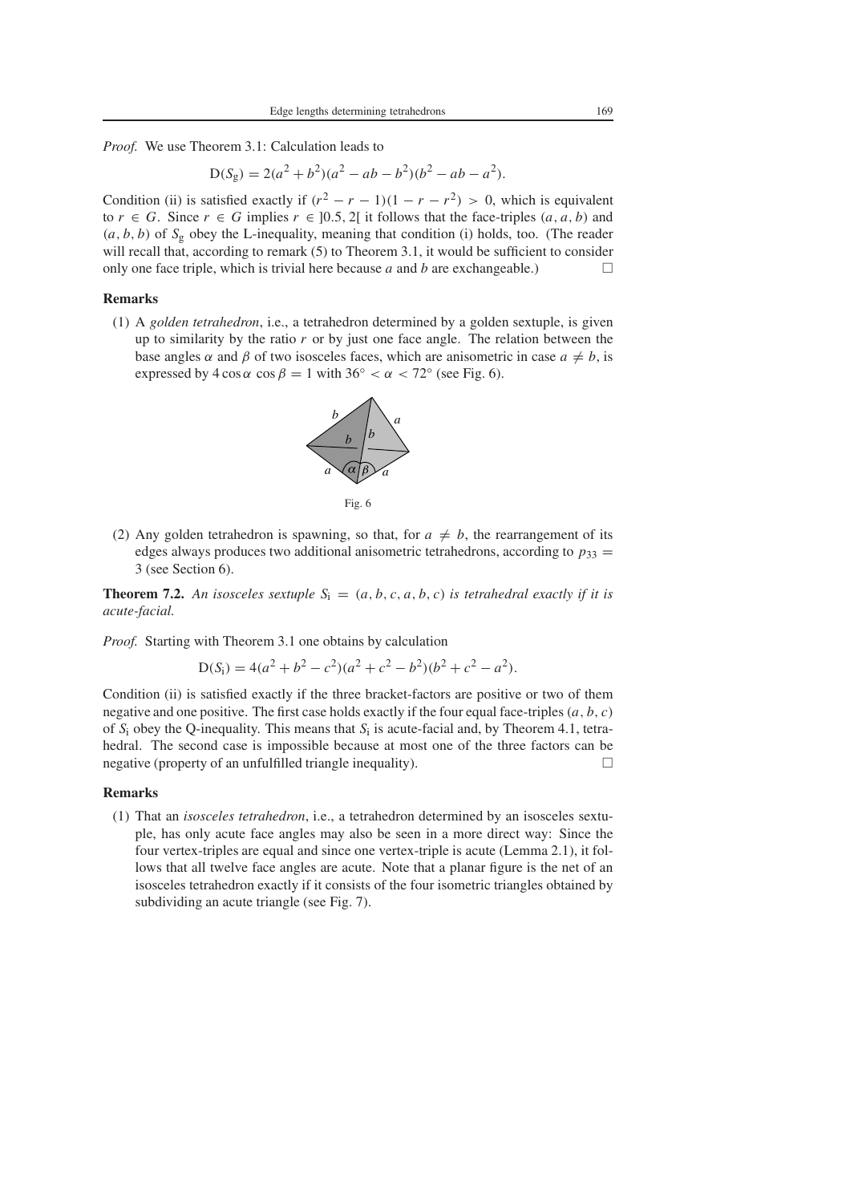*Proof.* We use Theorem 3.1: Calculation leads to

$$\mathrm{D}(S_g) = 2(a^2 + b^2)(a^2 - ab - b^2)(b^2 - ab - a^2).$$

Condition (ii) is satisfied exactly if $(r^2 - r - 1)(1 - r - r^2) > 0$, which is equivalent to $r \in G$. Since $r \in G$ implies $r \in ]0.5, 2[$ it follows that the face-triples $(a, a, b)$ and $(a, b, b)$ of $S_g$ obey the L-inequality, meaning that condition (i) holds, too. (The reader will recall that, according to remark (5) to Theorem 3.1, it would be sufficient to consider only one face triple, which is trivial here because $a$ and $b$ are exchangeable.) □

**Remarks**

(1) A *golden tetrahedron*, i.e., a tetrahedron determined by a golden sextuple, is given up to similarity by the ratio $r$ or by just one face angle. The relation between the base angles $\alpha$ and $\beta$ of two isosceles faces, which are anisometric in case $a \neq b$, is expressed by $4\cos\alpha\,\cos\beta = 1$ with $36° < \alpha < 72°$ (see Fig. 6).

Fig. 6

(2) Any golden tetrahedron is spawning, so that, for $a \neq b$, the rearrangement of its edges always produces two additional anisometric tetrahedrons, according to $p_{33} = 3$ (see Section 6).

**Theorem 7.2.** *An isosceles sextuple $S_i = (a, b, c, a, b, c)$ is tetrahedral exactly if it is acute-facial.*

*Proof.* Starting with Theorem 3.1 one obtains by calculation

$$\mathrm{D}(S_i) = 4(a^2 + b^2 - c^2)(a^2 + c^2 - b^2)(b^2 + c^2 - a^2).$$

Condition (ii) is satisfied exactly if the three bracket-factors are positive or two of them negative and one positive. The first case holds exactly if the four equal face-triples $(a, b, c)$ of $S_i$ obey the Q-inequality. This means that $S_i$ is acute-facial and, by Theorem 4.1, tetrahedral. The second case is impossible because at most one of the three factors can be negative (property of an unfulfilled triangle inequality). □

**Remarks**

(1) That an *isosceles tetrahedron*, i.e., a tetrahedron determined by an isosceles sextuple, has only acute face angles may also be seen in a more direct way: Since the four vertex-triples are equal and since one vertex-triple is acute (Lemma 2.1), it follows that all twelve face angles are acute. Note that a planar figure is the net of an isosceles tetrahedron exactly if it consists of the four isometric triangles obtained by subdividing an acute triangle (see Fig. 7).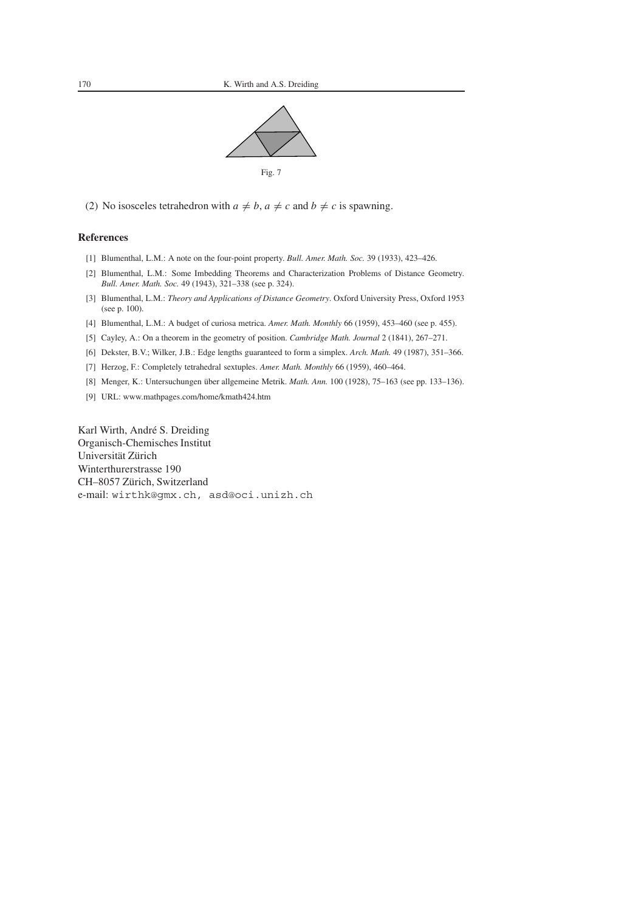Fig. 7

(2) No isosceles tetrahedron with $a \neq b$, $a \neq c$ and $b \neq c$ is spawning.

## References

[1] Blumenthal, L.M.: A note on the four-point property. *Bull. Amer. Math. Soc.* 39 (1933), 423–426.

[2] Blumenthal, L.M.: Some Imbedding Theorems and Characterization Problems of Distance Geometry. *Bull. Amer. Math. Soc.* 49 (1943), 321–338 (see p. 324).

[3] Blumenthal, L.M.: *Theory and Applications of Distance Geometry*. Oxford University Press, Oxford 1953 (see p. 100).

[4] Blumenthal, L.M.: A budget of curiosa metrica. *Amer. Math. Monthly* 66 (1959), 453–460 (see p. 455).

[5] Cayley, A.: On a theorem in the geometry of position. *Cambridge Math. Journal* 2 (1841), 267–271.

[6] Dekster, B.V.; Wilker, J.B.: Edge lengths guaranteed to form a simplex. *Arch. Math.* 49 (1987), 351–366.

[7] Herzog, F.: Completely tetrahedral sextuples. *Amer. Math. Monthly* 66 (1959), 460–464.

[8] Menger, K.: Untersuchungen über allgemeine Metrik. *Math. Ann.* 100 (1928), 75–163 (see pp. 133–136).

[9] URL: www.mathpages.com/home/kmath424.htm

Karl Wirth, André S. Dreiding
Organisch-Chemisches Institut
Universität Zürich
Winterthurerstrasse 190
CH–8057 Zürich, Switzerland
e-mail: wirthk@gmx.ch, asd@oci.unizh.ch